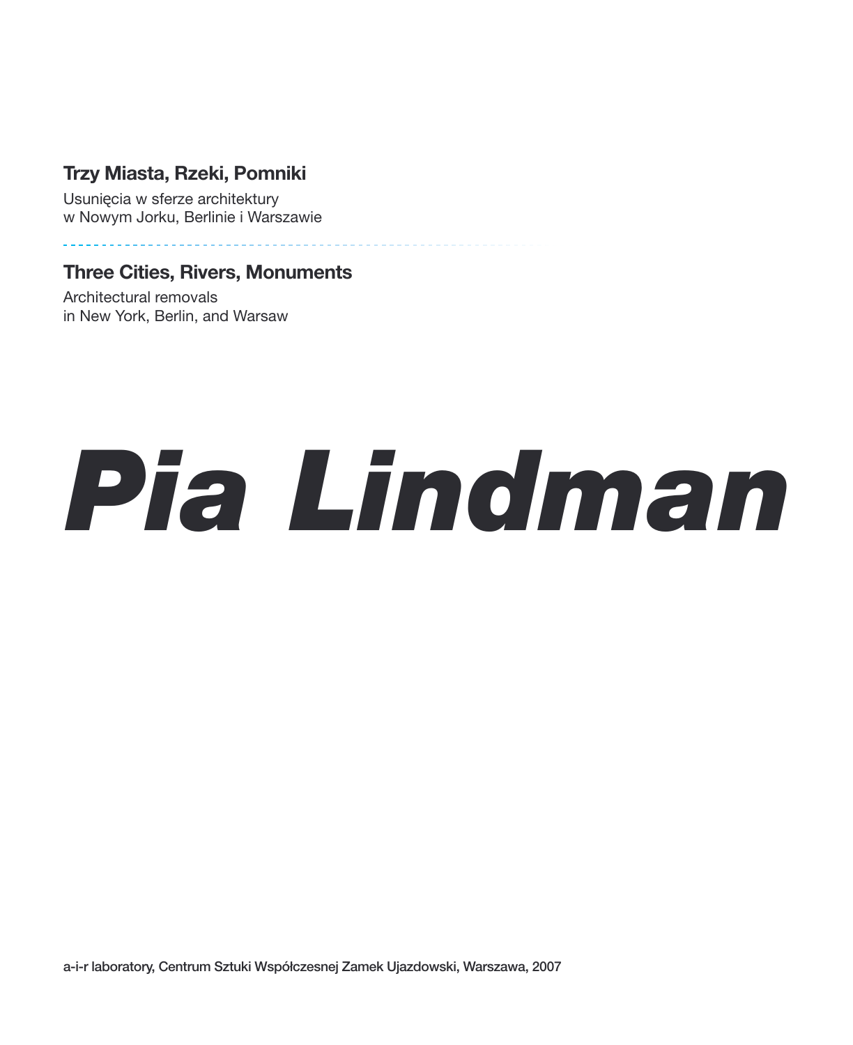## Trzy Miasta, Rzeki, Pomniki

Usunięcia w sferze architektury
w Nowym Jorku, Berlinie i Warszawie

## Three Cities, Rivers, Monuments

Architectural removals
in New York, Berlin, and Warsaw

# *Pia Lindman*

a-i-r laboratory, Centrum Sztuki Współczesnej Zamek Ujazdowski, Warszawa, 2007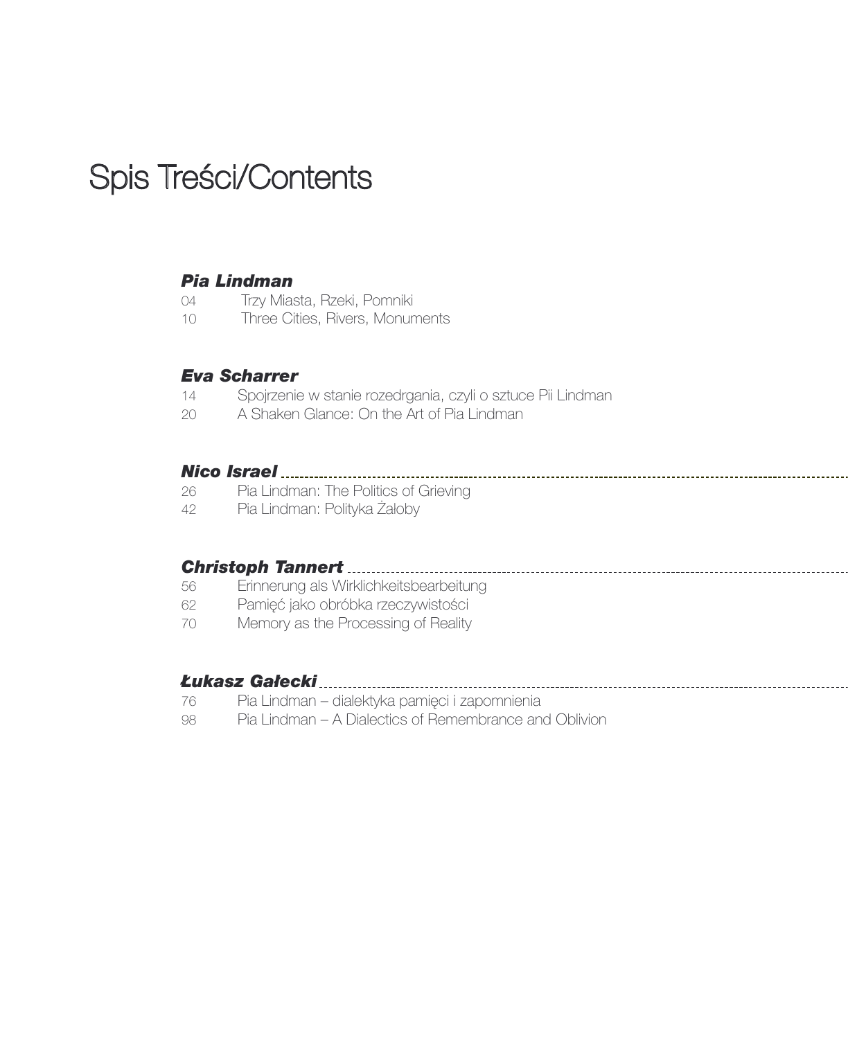# Spis Treści/Contents

***Pia Lindman***

04 Trzy Miasta, Rzeki, Pomniki
10 Three Cities, Rivers, Monuments

***Eva Scharrer***

14 Spojrzenie w stanie rozedrgania, czyli o sztuce Pii Lindman
20 A Shaken Glance: On the Art of Pia Lindman

***Nico Israel***

26 Pia Lindman: The Politics of Grieving
42 Pia Lindman: Polityka Żałoby

***Christoph Tannert***

56 Erinnerung als Wirklichkeitsbearbeitung
62 Pamięć jako obróbka rzeczywistości
70 Memory as the Processing of Reality

***Łukasz Gałecki***

76 Pia Lindman – dialektyka pamięci i zapomnienia
98 Pia Lindman – A Dialectics of Remembrance and Oblivion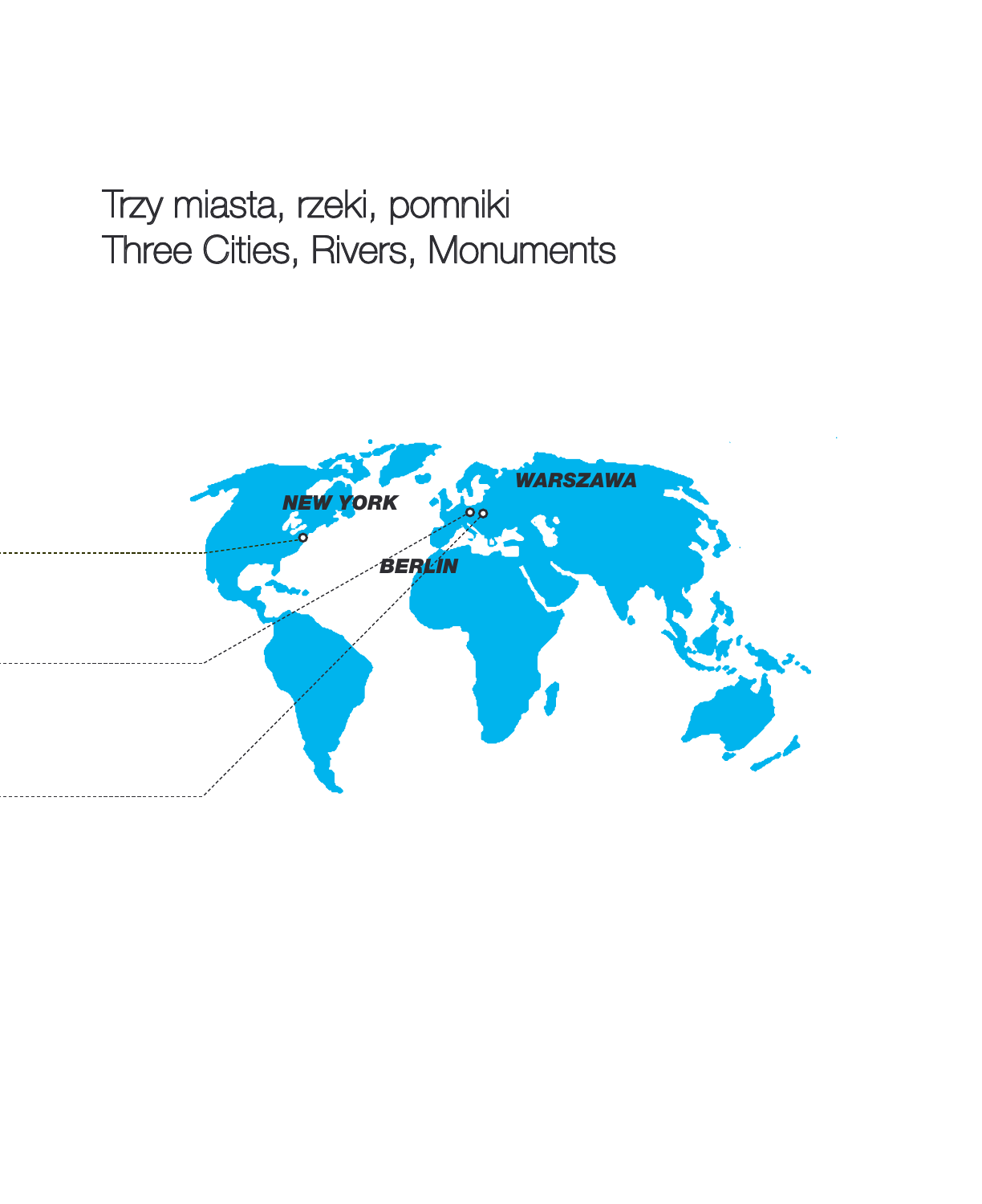# Trzy miasta, rzeki, pomniki
# Three Cities, Rivers, Monuments

NEW YORK

WARSZAWA

BERLIN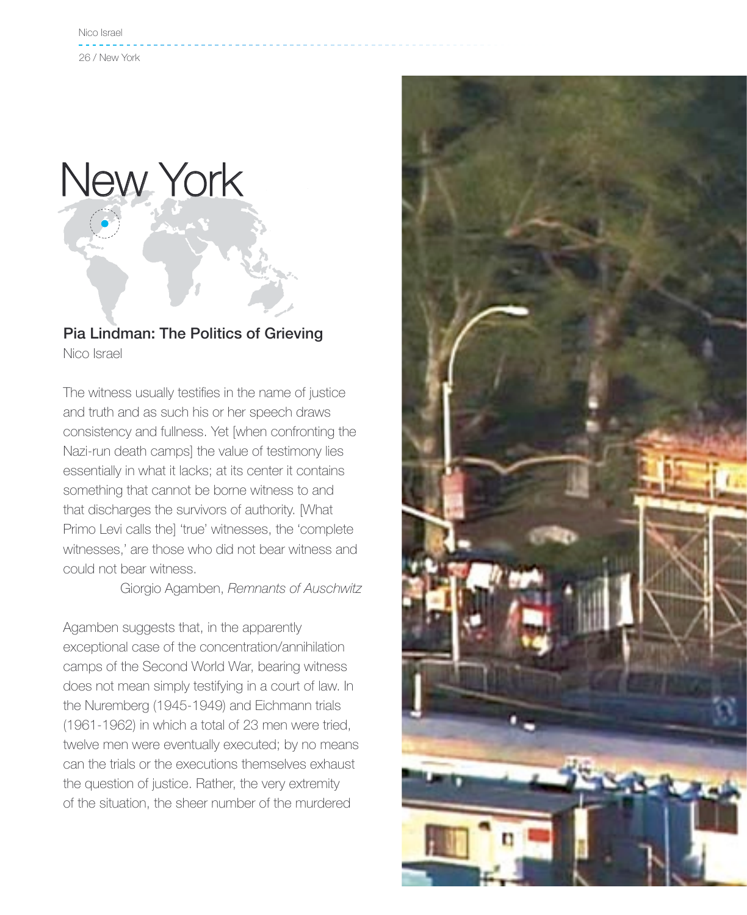# New York

## Pia Lindman: The Politics of Grieving

Nico Israel

> The witness usually testifies in the name of justice and truth and as such his or her speech draws consistency and fullness. Yet [when confronting the Nazi-run death camps] the value of testimony lies essentially in what it lacks; at its center it contains something that cannot be borne witness to and that discharges the survivors of authority. [What Primo Levi calls the] 'true' witnesses, the 'complete witnesses,' are those who did not bear witness and could not bear witness.
>
> Giorgio Agamben, *Remnants of Auschwitz*

Agamben suggests that, in the apparently exceptional case of the concentration/annihilation camps of the Second World War, bearing witness does not mean simply testifying in a court of law. In the Nuremberg (1945-1949) and Eichmann trials (1961-1962) in which a total of 23 men were tried, twelve men were eventually executed; by no means can the trials or the executions themselves exhaust the question of justice. Rather, the very extremity of the situation, the sheer number of the murdered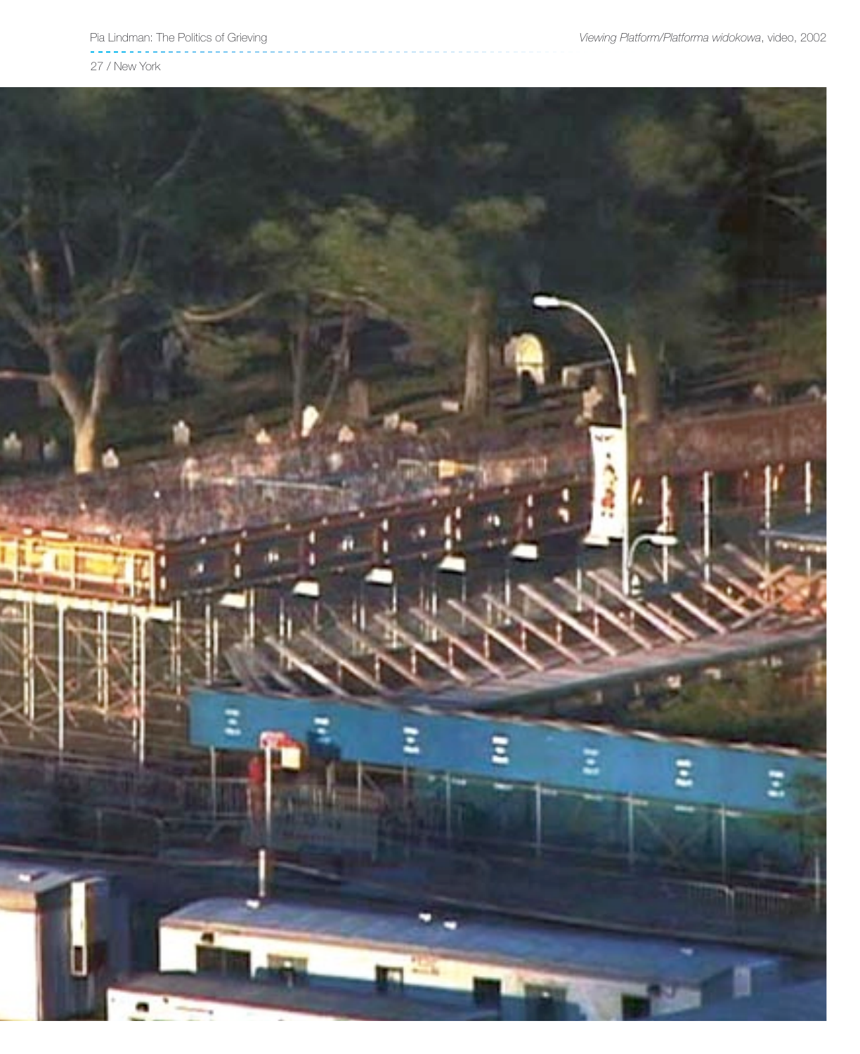27 / New York

*Viewing Platform/Platforma widokowa*, video, 2002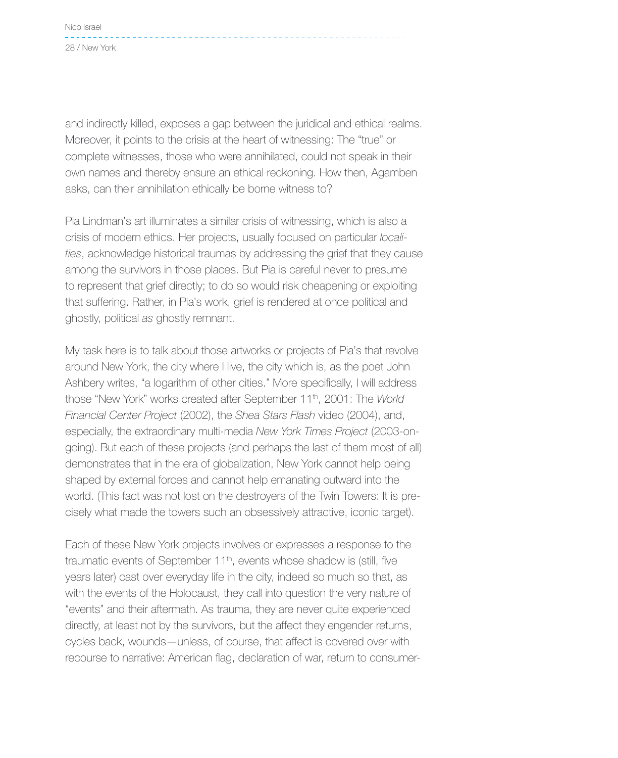and indirectly killed, exposes a gap between the juridical and ethical realms. Moreover, it points to the crisis at the heart of witnessing: The "true" or complete witnesses, those who were annihilated, could not speak in their own names and thereby ensure an ethical reckoning. How then, Agamben asks, can their annihilation ethically be borne witness to?

Pia Lindman's art illuminates a similar crisis of witnessing, which is also a crisis of modern ethics. Her projects, usually focused on particular *localities*, acknowledge historical traumas by addressing the grief that they cause among the survivors in those places. But Pia is careful never to presume to represent that grief directly; to do so would risk cheapening or exploiting that suffering. Rather, in Pia's work, grief is rendered at once political and ghostly, political *as* ghostly remnant.

My task here is to talk about those artworks or projects of Pia's that revolve around New York, the city where I live, the city which is, as the poet John Ashbery writes, "a logarithm of other cities." More specifically, I will address those "New York" works created after September 11th, 2001: The *World Financial Center Project* (2002), the *Shea Stars Flash* video (2004), and, especially, the extraordinary multi-media *New York Times Project* (2003-ongoing). But each of these projects (and perhaps the last of them most of all) demonstrates that in the era of globalization, New York cannot help being shaped by external forces and cannot help emanating outward into the world. (This fact was not lost on the destroyers of the Twin Towers: It is precisely what made the towers such an obsessively attractive, iconic target).

Each of these New York projects involves or expresses a response to the traumatic events of September 11th, events whose shadow is (still, five years later) cast over everyday life in the city, indeed so much so that, as with the events of the Holocaust, they call into question the very nature of "events" and their aftermath. As trauma, they are never quite experienced directly, at least not by the survivors, but the affect they engender returns, cycles back, wounds—unless, of course, that affect is covered over with recourse to narrative: American flag, declaration of war, return to consumer-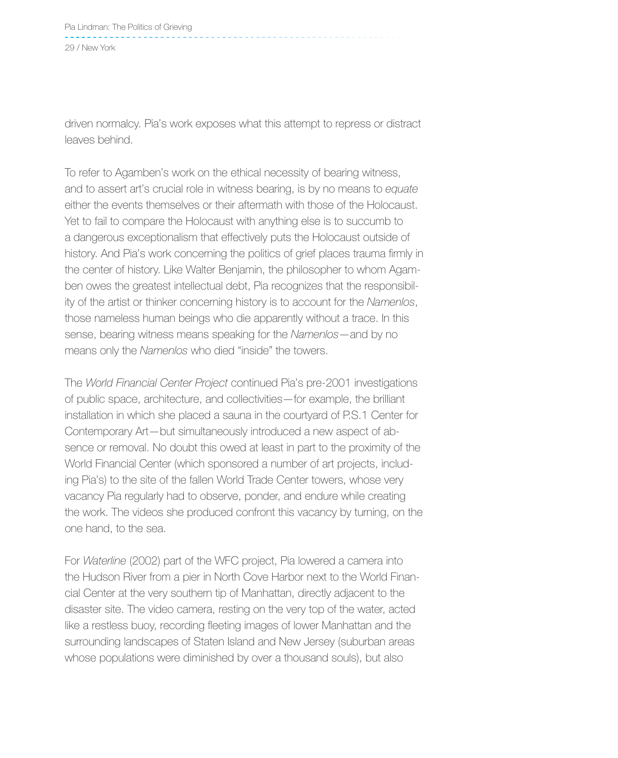driven normalcy. Pia's work exposes what this attempt to repress or distract leaves behind.

To refer to Agamben's work on the ethical necessity of bearing witness, and to assert art's crucial role in witness bearing, is by no means to *equate* either the events themselves or their aftermath with those of the Holocaust. Yet to fail to compare the Holocaust with anything else is to succumb to a dangerous exceptionalism that effectively puts the Holocaust outside of history. And Pia's work concerning the politics of grief places trauma firmly in the center of history. Like Walter Benjamin, the philosopher to whom Agamben owes the greatest intellectual debt, Pia recognizes that the responsibility of the artist or thinker concerning history is to account for the *Namenlos*, those nameless human beings who die apparently without a trace. In this sense, bearing witness means speaking for the *Namenlos*—and by no means only the *Namenlos* who died "inside" the towers.

The *World Financial Center Project* continued Pia's pre-2001 investigations of public space, architecture, and collectivities—for example, the brilliant installation in which she placed a sauna in the courtyard of P.S.1 Center for Contemporary Art—but simultaneously introduced a new aspect of absence or removal. No doubt this owed at least in part to the proximity of the World Financial Center (which sponsored a number of art projects, including Pia's) to the site of the fallen World Trade Center towers, whose very vacancy Pia regularly had to observe, ponder, and endure while creating the work. The videos she produced confront this vacancy by turning, on the one hand, to the sea.

For *Waterline* (2002) part of the WFC project, Pia lowered a camera into the Hudson River from a pier in North Cove Harbor next to the World Financial Center at the very southern tip of Manhattan, directly adjacent to the disaster site. The video camera, resting on the very top of the water, acted like a restless buoy, recording fleeting images of lower Manhattan and the surrounding landscapes of Staten Island and New Jersey (suburban areas whose populations were diminished by over a thousand souls), but also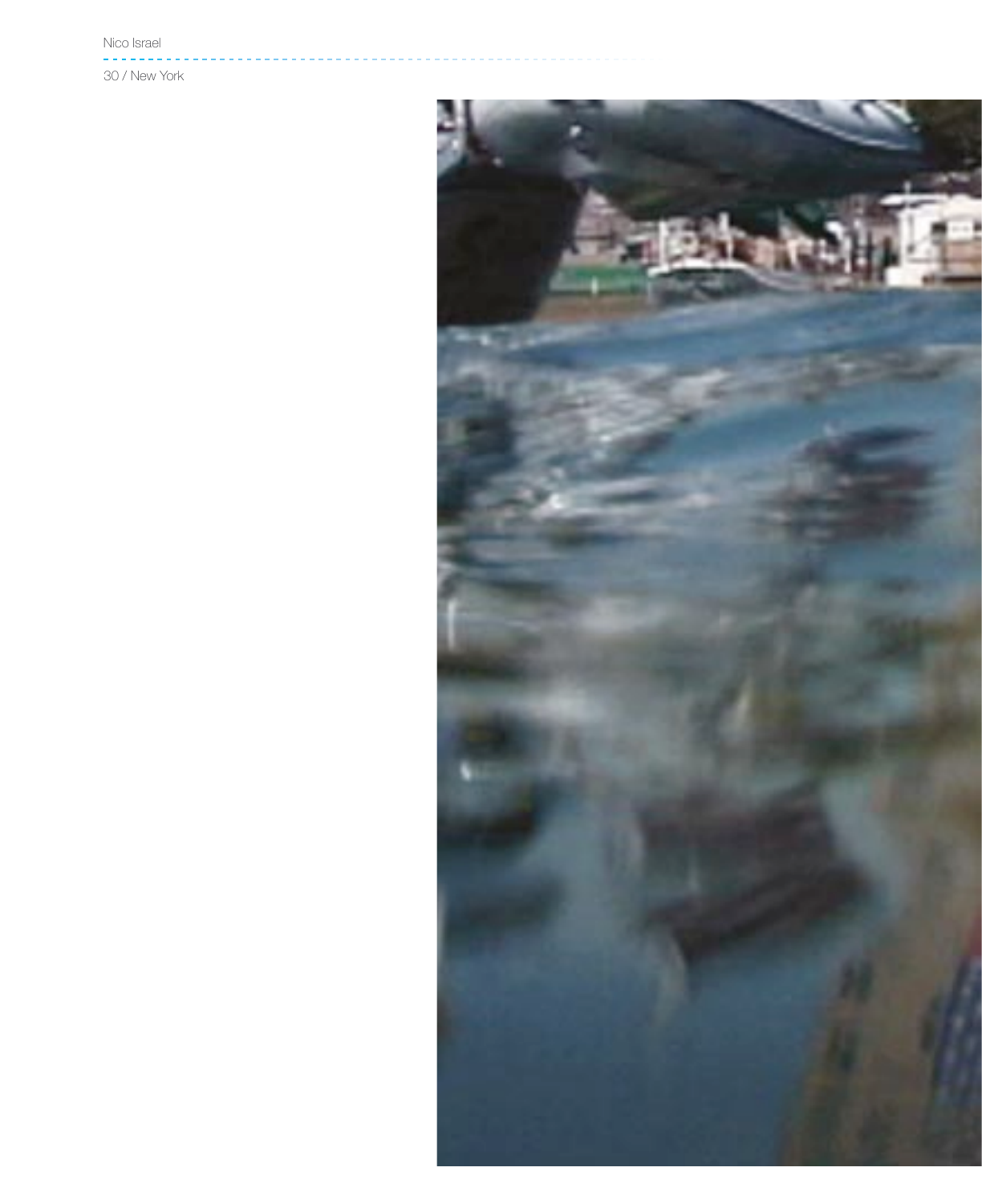30 / New York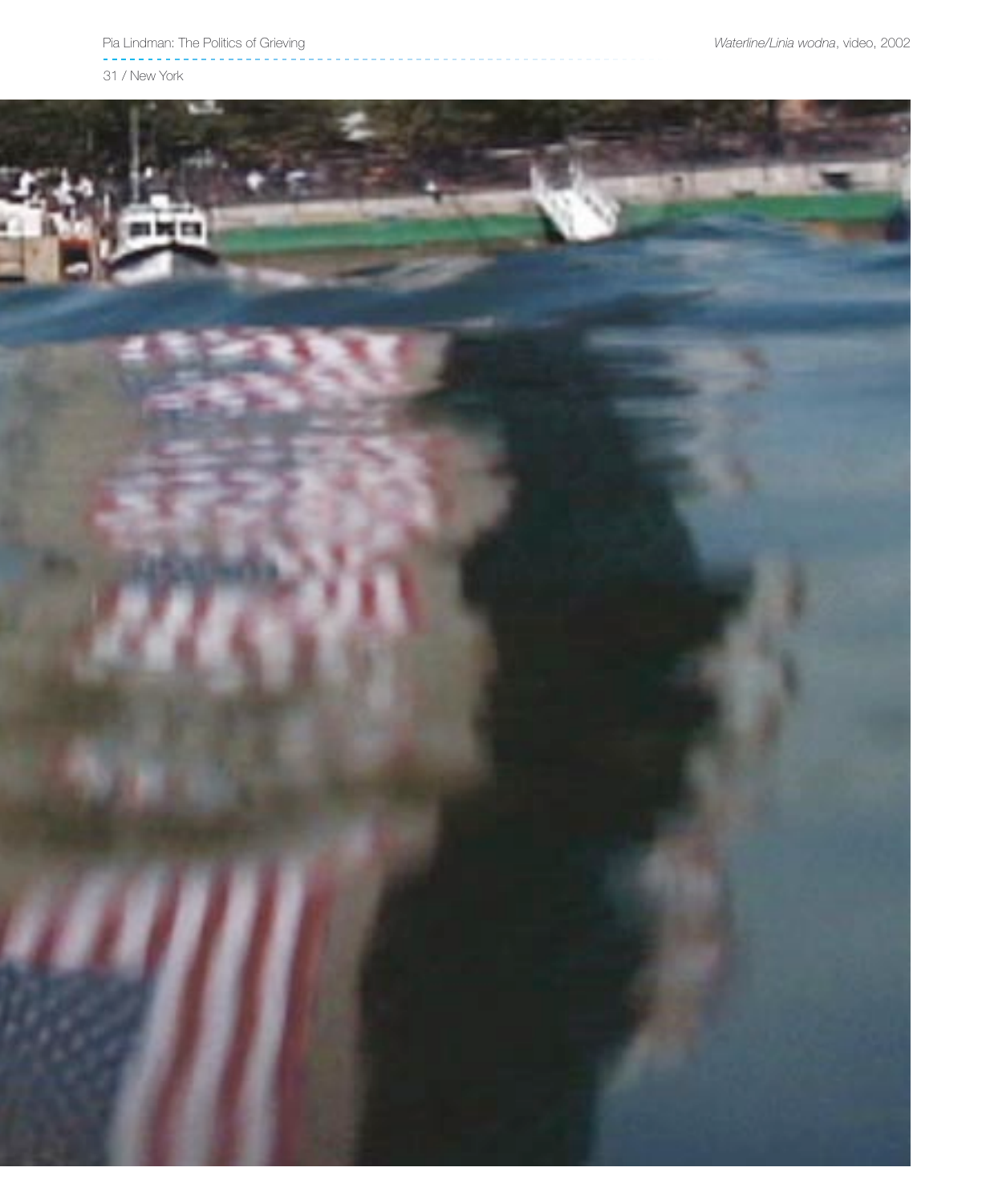*Waterline/Linia wodna*, video, 2002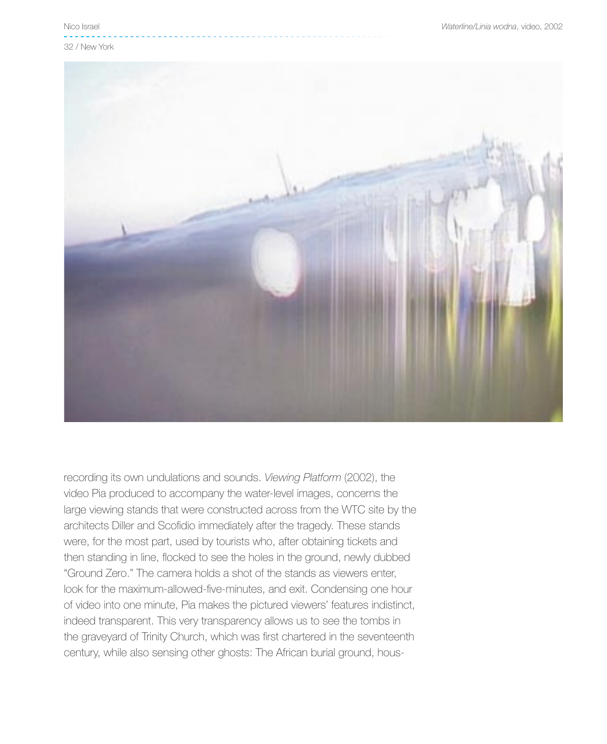recording its own undulations and sounds. *Viewing Platform* (2002), the video Pia produced to accompany the water-level images, concerns the large viewing stands that were constructed across from the WTC site by the architects Diller and Scofidio immediately after the tragedy. These stands were, for the most part, used by tourists who, after obtaining tickets and then standing in line, flocked to see the holes in the ground, newly dubbed "Ground Zero." The camera holds a shot of the stands as viewers enter, look for the maximum-allowed-five-minutes, and exit. Condensing one hour of video into one minute, Pia makes the pictured viewers' features indistinct, indeed transparent. This very transparency allows us to see the tombs in the graveyard of Trinity Church, which was first chartered in the seventeenth century, while also sensing other ghosts: The African burial ground, hous-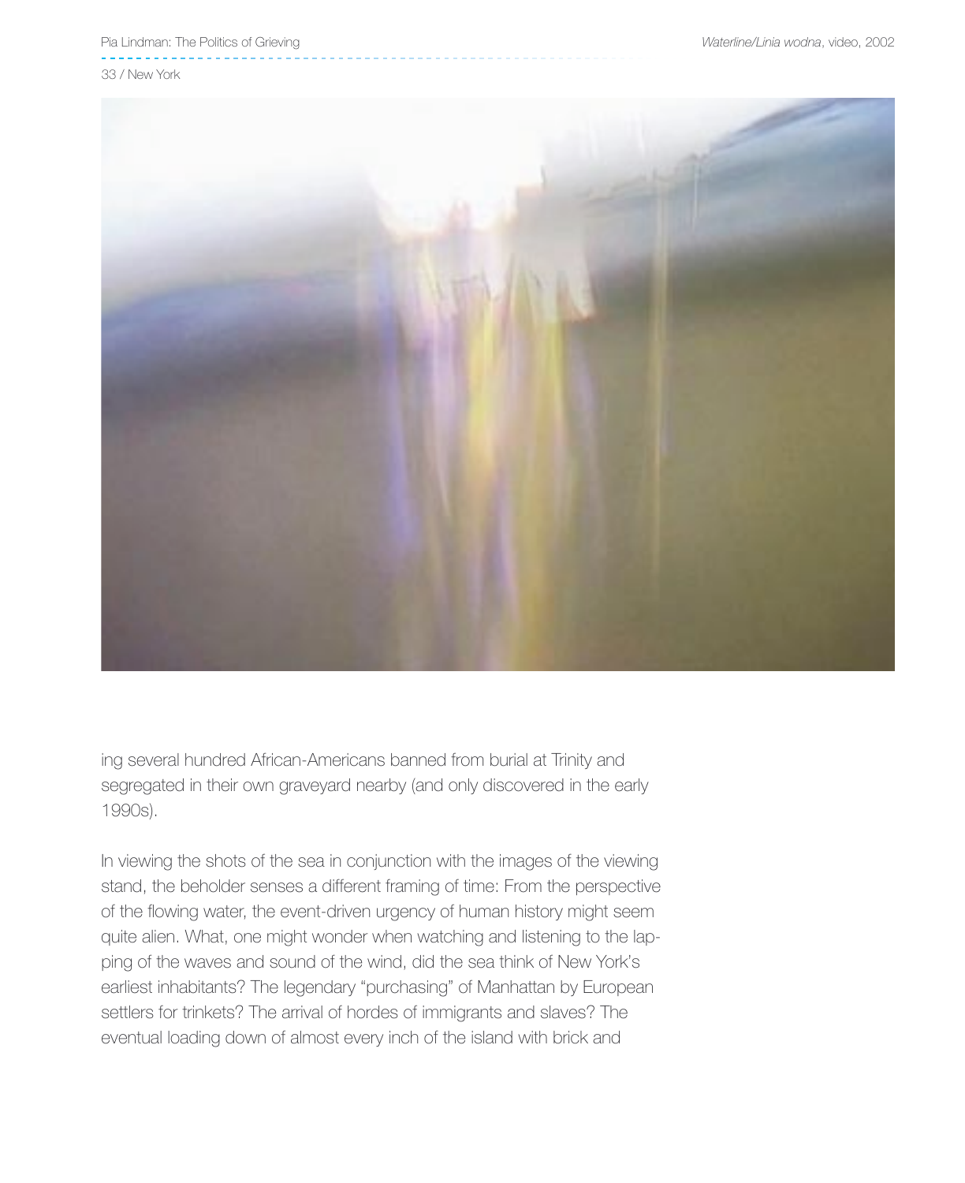ing several hundred African-Americans banned from burial at Trinity and segregated in their own graveyard nearby (and only discovered in the early 1990s).

In viewing the shots of the sea in conjunction with the images of the viewing stand, the beholder senses a different framing of time: From the perspective of the flowing water, the event-driven urgency of human history might seem quite alien. What, one might wonder when watching and listening to the lapping of the waves and sound of the wind, did the sea think of New York's earliest inhabitants? The legendary "purchasing" of Manhattan by European settlers for trinkets? The arrival of hordes of immigrants and slaves? The eventual loading down of almost every inch of the island with brick and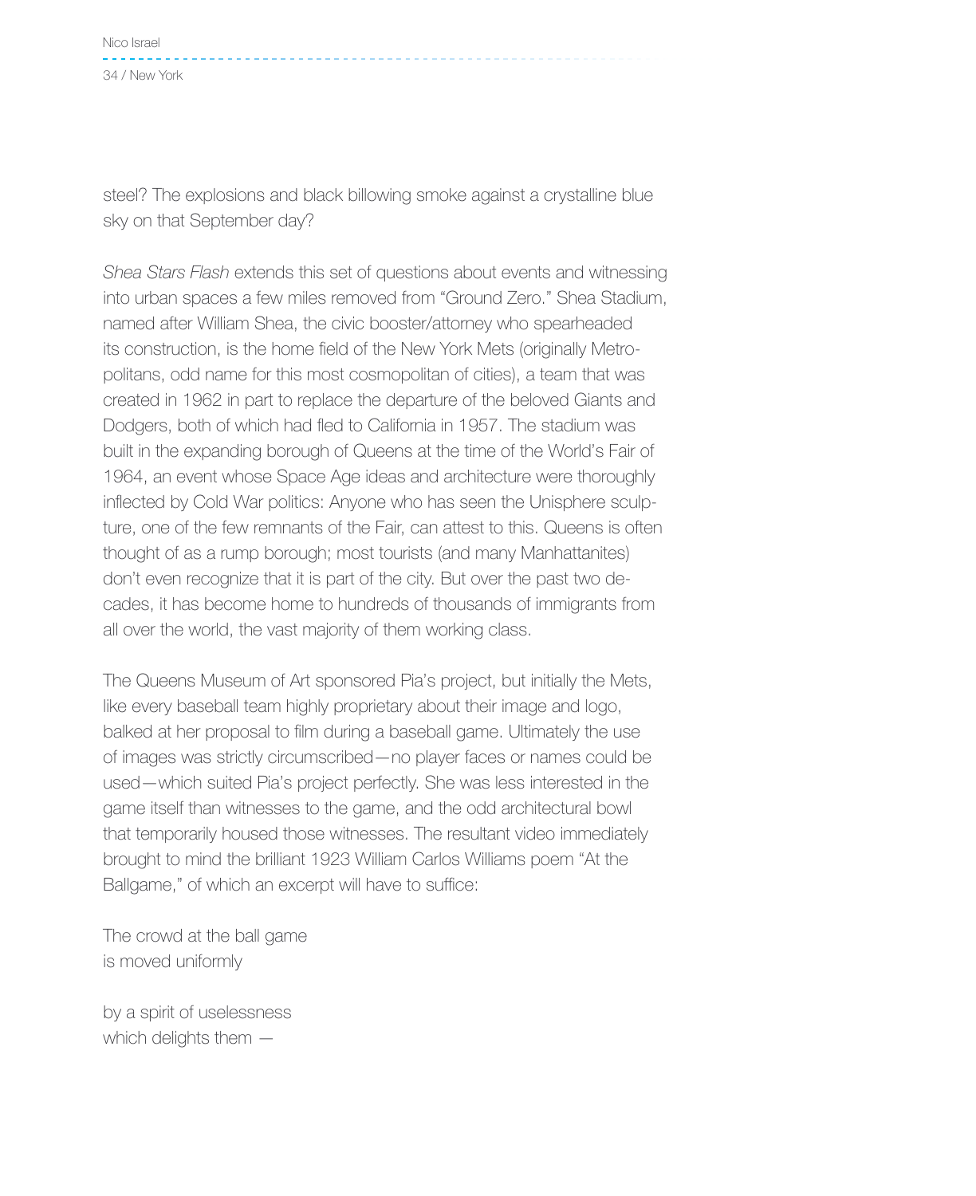steel? The explosions and black billowing smoke against a crystalline blue sky on that September day?

*Shea Stars Flash* extends this set of questions about events and witnessing into urban spaces a few miles removed from "Ground Zero." Shea Stadium, named after William Shea, the civic booster/attorney who spearheaded its construction, is the home field of the New York Mets (originally Metropolitans, odd name for this most cosmopolitan of cities), a team that was created in 1962 in part to replace the departure of the beloved Giants and Dodgers, both of which had fled to California in 1957. The stadium was built in the expanding borough of Queens at the time of the World's Fair of 1964, an event whose Space Age ideas and architecture were thoroughly inflected by Cold War politics: Anyone who has seen the Unisphere sculpture, one of the few remnants of the Fair, can attest to this. Queens is often thought of as a rump borough; most tourists (and many Manhattanites) don't even recognize that it is part of the city. But over the past two decades, it has become home to hundreds of thousands of immigrants from all over the world, the vast majority of them working class.

The Queens Museum of Art sponsored Pia's project, but initially the Mets, like every baseball team highly proprietary about their image and logo, balked at her proposal to film during a baseball game. Ultimately the use of images was strictly circumscribed—no player faces or names could be used—which suited Pia's project perfectly. She was less interested in the game itself than witnesses to the game, and the odd architectural bowl that temporarily housed those witnesses. The resultant video immediately brought to mind the brilliant 1923 William Carlos Williams poem "At the Ballgame," of which an excerpt will have to suffice:

The crowd at the ball game
is moved uniformly

by a spirit of uselessness
which delights them —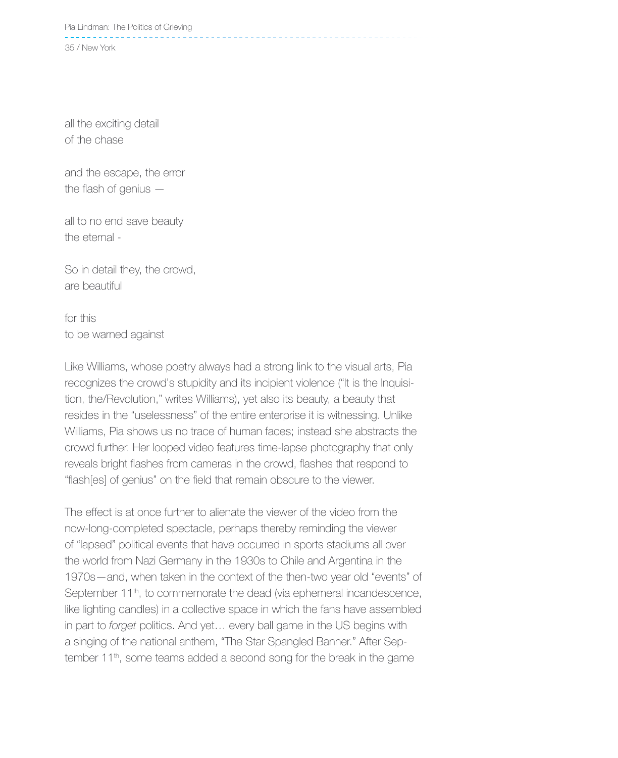all the exciting detail  
of the chase

and the escape, the error  
the flash of genius —

all to no end save beauty  
the eternal -

So in detail they, the crowd,  
are beautiful

for this  
to be warned against

Like Williams, whose poetry always had a strong link to the visual arts, Pia recognizes the crowd's stupidity and its incipient violence ("It is the Inquisition, the/Revolution," writes Williams), yet also its beauty, a beauty that resides in the "uselessness" of the entire enterprise it is witnessing. Unlike Williams, Pia shows us no trace of human faces; instead she abstracts the crowd further. Her looped video features time-lapse photography that only reveals bright flashes from cameras in the crowd, flashes that respond to "flash[es] of genius" on the field that remain obscure to the viewer.

The effect is at once further to alienate the viewer of the video from the now-long-completed spectacle, perhaps thereby reminding the viewer of "lapsed" political events that have occurred in sports stadiums all over the world from Nazi Germany in the 1930s to Chile and Argentina in the 1970s—and, when taken in the context of the then-two year old "events" of September 11th, to commemorate the dead (via ephemeral incandescence, like lighting candles) in a collective space in which the fans have assembled in part to *forget* politics. And yet… every ball game in the US begins with a singing of the national anthem, "The Star Spangled Banner." After September 11th, some teams added a second song for the break in the game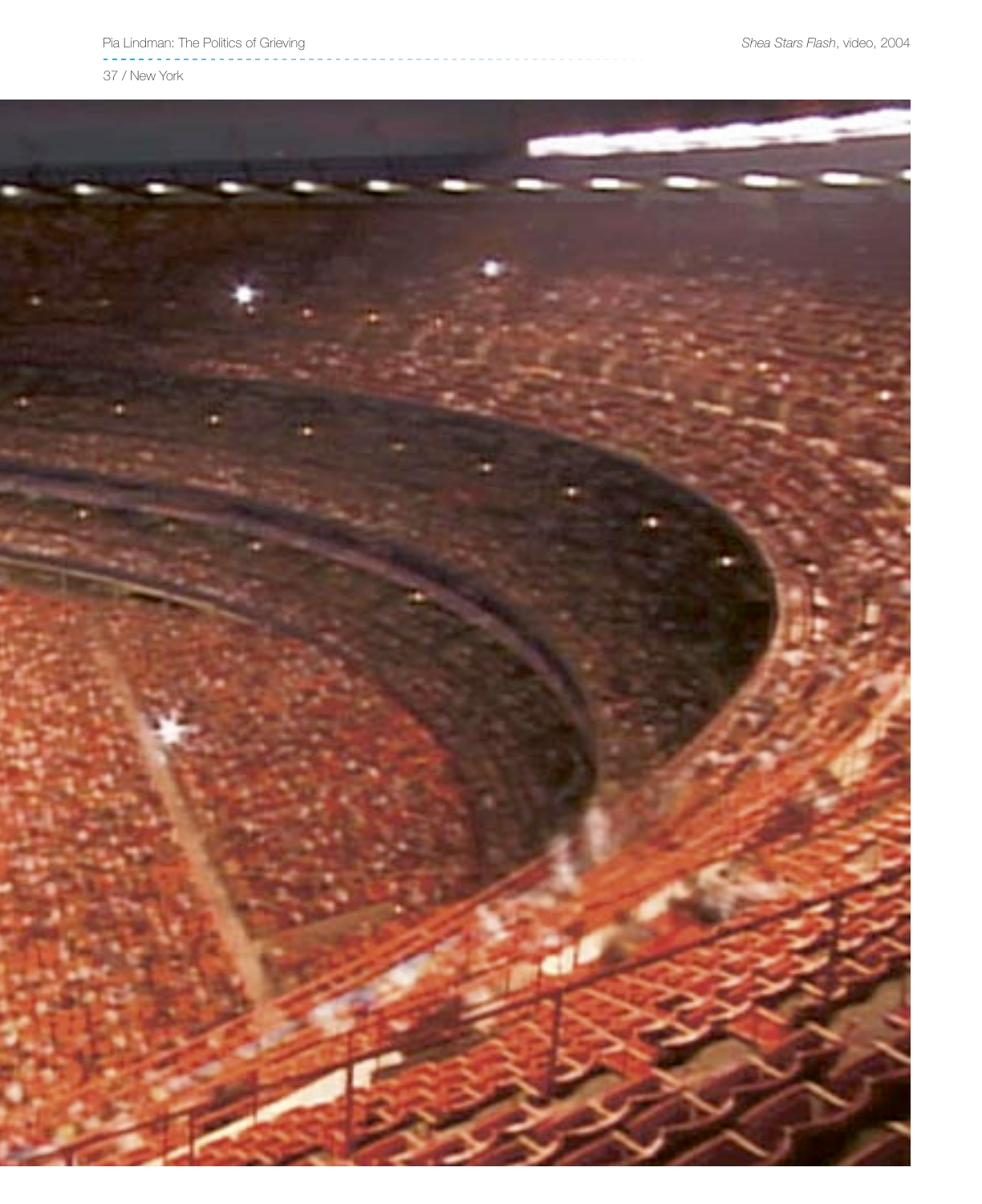*Shea Stars Flash*, video, 2004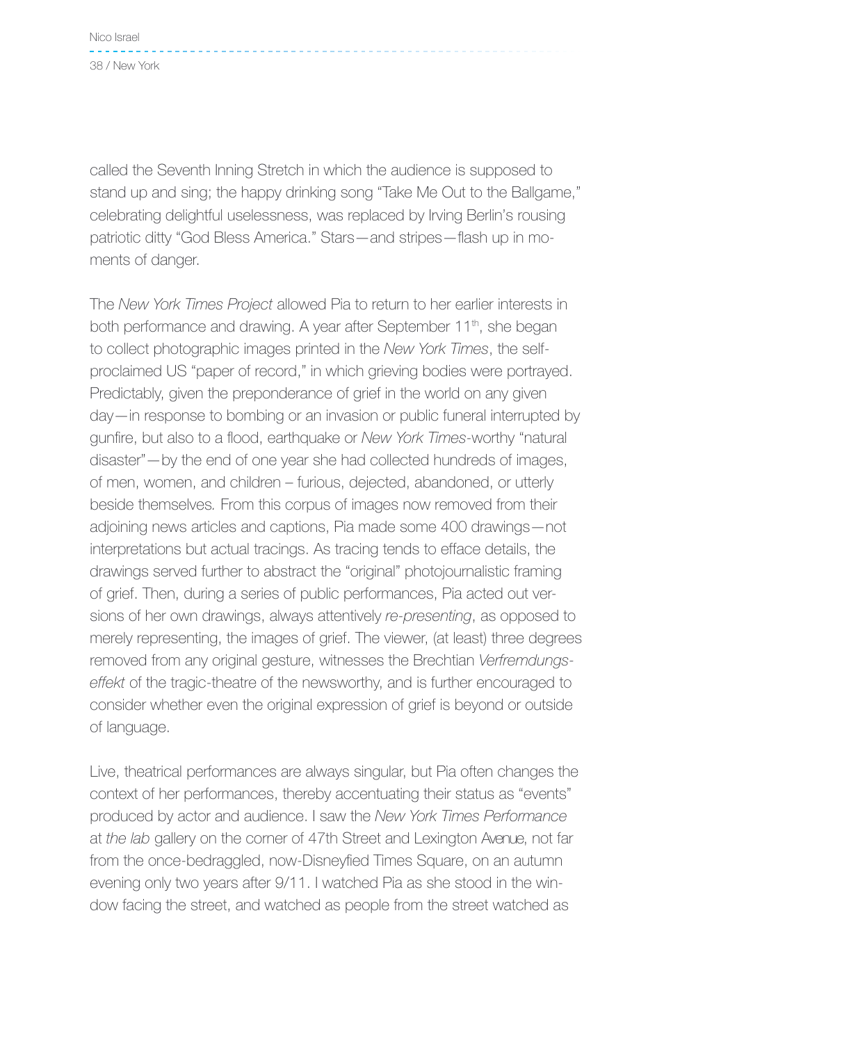called the Seventh Inning Stretch in which the audience is supposed to stand up and sing; the happy drinking song "Take Me Out to the Ballgame," celebrating delightful uselessness, was replaced by Irving Berlin's rousing patriotic ditty "God Bless America." Stars—and stripes—flash up in moments of danger.

The *New York Times Project* allowed Pia to return to her earlier interests in both performance and drawing. A year after September 11th, she began to collect photographic images printed in the *New York Times*, the self-proclaimed US "paper of record," in which grieving bodies were portrayed. Predictably, given the preponderance of grief in the world on any given day—in response to bombing or an invasion or public funeral interrupted by gunfire, but also to a flood, earthquake or *New York Times*-worthy "natural disaster"—by the end of one year she had collected hundreds of images, of men, women, and children – furious, dejected, abandoned, or utterly beside themselves. From this corpus of images now removed from their adjoining news articles and captions, Pia made some 400 drawings—not interpretations but actual tracings. As tracing tends to efface details, the drawings served further to abstract the "original" photojournalistic framing of grief. Then, during a series of public performances, Pia acted out versions of her own drawings, always attentively *re-presenting*, as opposed to merely representing, the images of grief. The viewer, (at least) three degrees removed from any original gesture, witnesses the Brechtian *Verfremdungseffekt* of the tragic-theatre of the newsworthy, and is further encouraged to consider whether even the original expression of grief is beyond or outside of language.

Live, theatrical performances are always singular, but Pia often changes the context of her performances, thereby accentuating their status as "events" produced by actor and audience. I saw the *New York Times Performance* at *the lab* gallery on the corner of 47th Street and Lexington Avenue, not far from the once-bedraggled, now-Disneyfied Times Square, on an autumn evening only two years after 9/11. I watched Pia as she stood in the window facing the street, and watched as people from the street watched as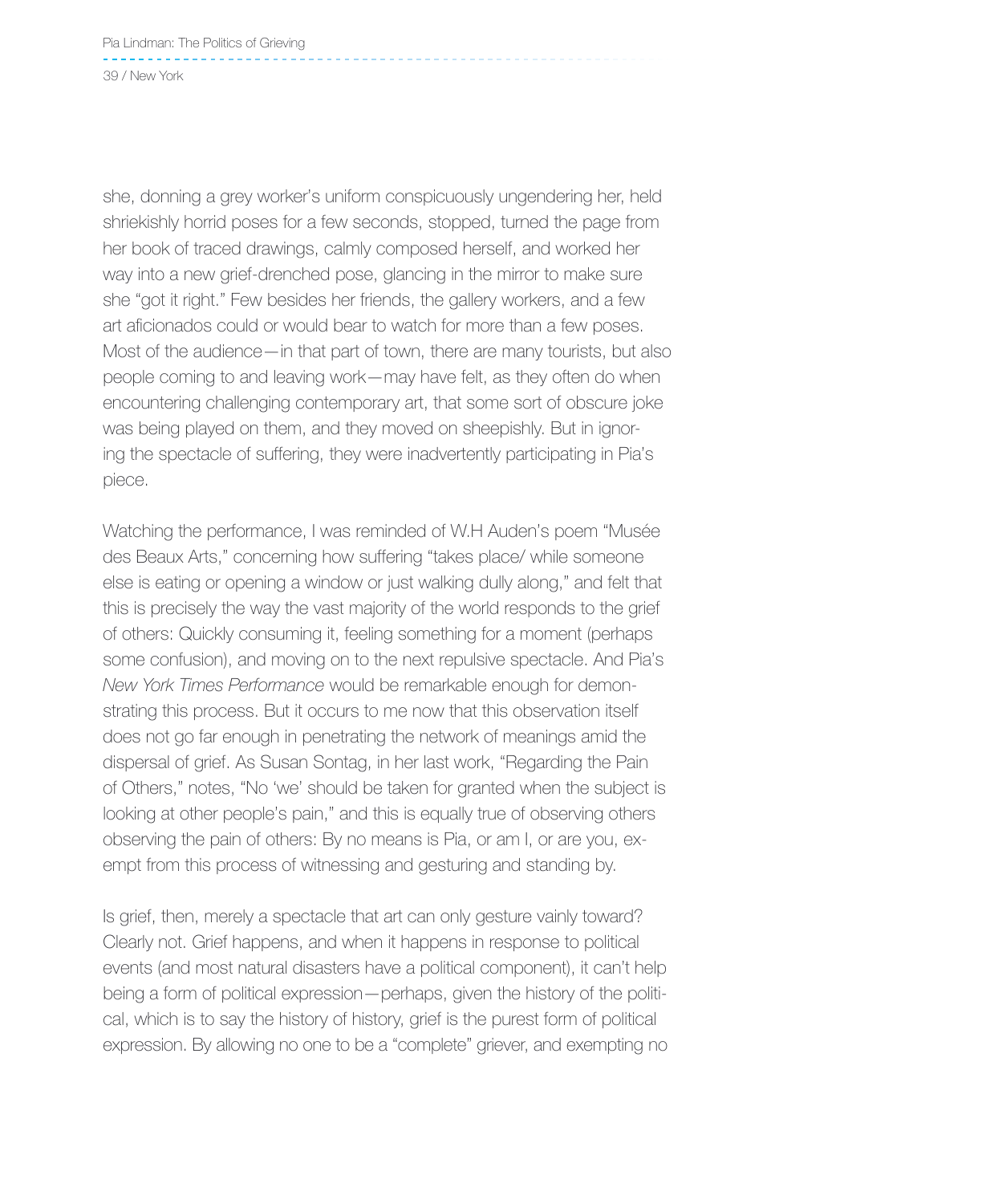she, donning a grey worker's uniform conspicuously ungendering her, held shriekishly horrid poses for a few seconds, stopped, turned the page from her book of traced drawings, calmly composed herself, and worked her way into a new grief-drenched pose, glancing in the mirror to make sure she "got it right." Few besides her friends, the gallery workers, and a few art aficionados could or would bear to watch for more than a few poses. Most of the audience—in that part of town, there are many tourists, but also people coming to and leaving work—may have felt, as they often do when encountering challenging contemporary art, that some sort of obscure joke was being played on them, and they moved on sheepishly. But in ignoring the spectacle of suffering, they were inadvertently participating in Pia's piece.

Watching the performance, I was reminded of W.H Auden's poem "Musée des Beaux Arts," concerning how suffering "takes place/ while someone else is eating or opening a window or just walking dully along," and felt that this is precisely the way the vast majority of the world responds to the grief of others: Quickly consuming it, feeling something for a moment (perhaps some confusion), and moving on to the next repulsive spectacle. And Pia's *New York Times Performance* would be remarkable enough for demonstrating this process. But it occurs to me now that this observation itself does not go far enough in penetrating the network of meanings amid the dispersal of grief. As Susan Sontag, in her last work, "Regarding the Pain of Others," notes, "No 'we' should be taken for granted when the subject is looking at other people's pain," and this is equally true of observing others observing the pain of others: By no means is Pia, or am I, or are you, exempt from this process of witnessing and gesturing and standing by.

Is grief, then, merely a spectacle that art can only gesture vainly toward? Clearly not. Grief happens, and when it happens in response to political events (and most natural disasters have a political component), it can't help being a form of political expression—perhaps, given the history of the political, which is to say the history of history, grief is the purest form of political expression. By allowing no one to be a "complete" griever, and exempting no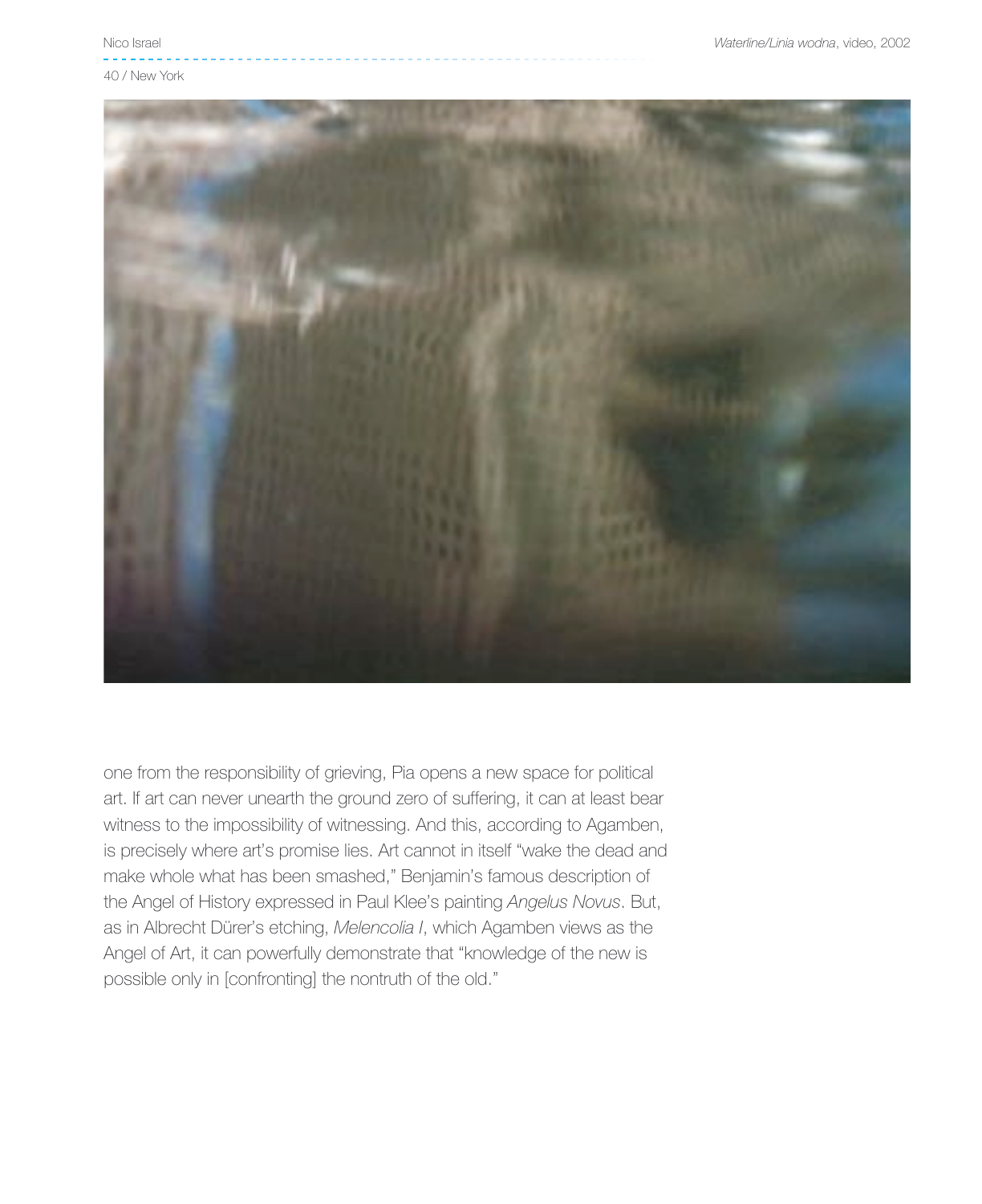one from the responsibility of grieving, Pia opens a new space for political art. If art can never unearth the ground zero of suffering, it can at least bear witness to the impossibility of witnessing. And this, according to Agamben, is precisely where art's promise lies. Art cannot in itself "wake the dead and make whole what has been smashed," Benjamin's famous description of the Angel of History expressed in Paul Klee's painting *Angelus Novus*. But, as in Albrecht Dürer's etching, *Melencolia I*, which Agamben views as the Angel of Art, it can powerfully demonstrate that "knowledge of the new is possible only in [confronting] the nontruth of the old."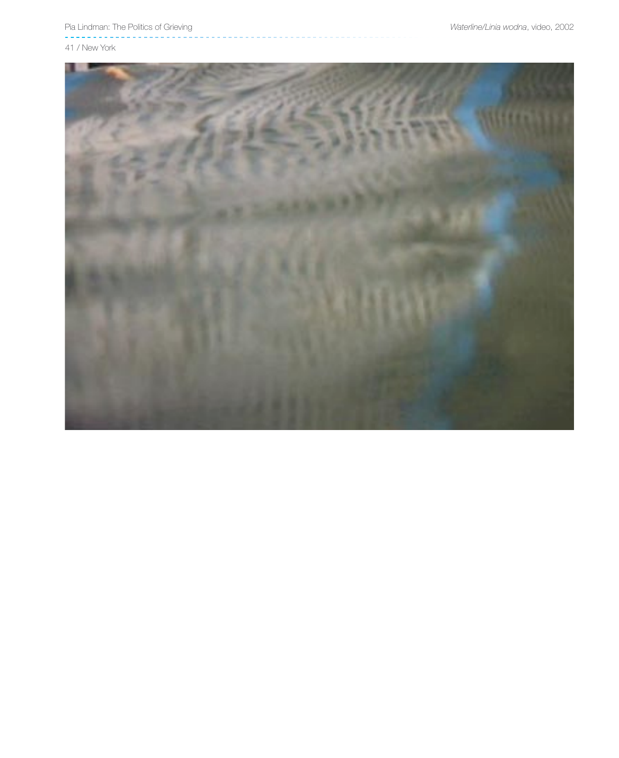41 / New York

*Waterline/Linia wodna*, video, 2002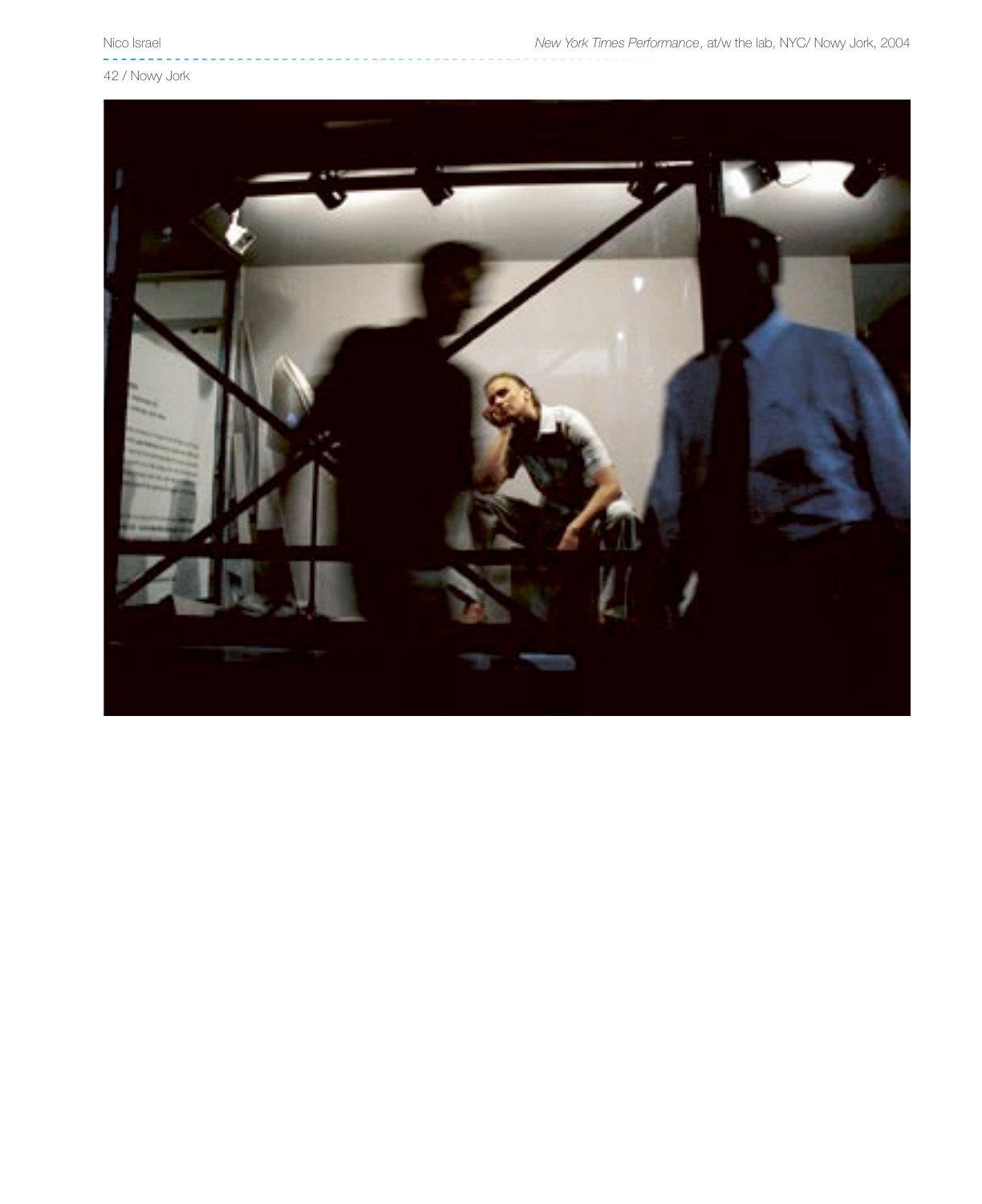Nico Israel

*New York Times Performance*, at/w the lab, NYC/ Nowy Jork, 2004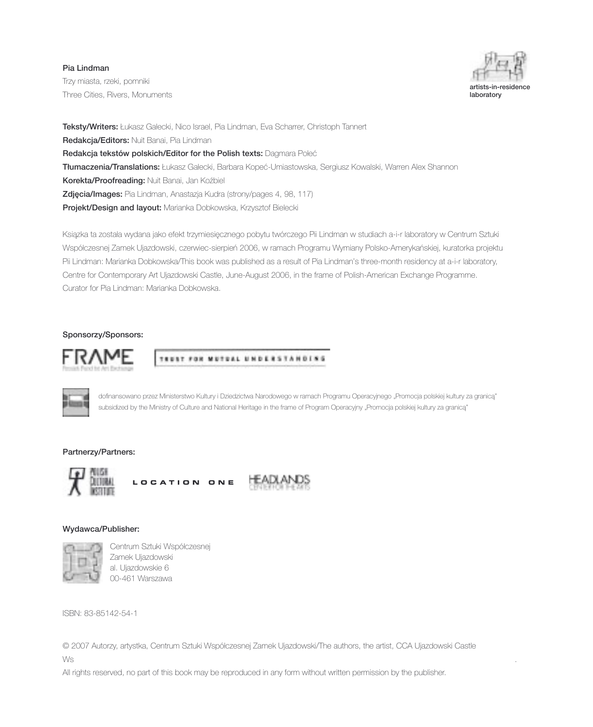**Pia Lindman**
Trzy miasta, rzeki, pomniki
Three Cities, Rivers, Monuments

artists-in-residence laboratory

**Teksty/Writers:** Łukasz Galecki, Nico Israel, Pia Lindman, Eva Scharrer, Christoph Tannert
**Redakcja/Editors:** Nuit Banai, Pia Lindman
**Redakcja tekstów polskich/Editor for the Polish texts:** Dagmara Poleć
**Tłumaczenia/Translations:** Łukasz Galecki, Barbara Kopeć-Umiastowska, Sergiusz Kowalski, Warren Alex Shannon
**Korekta/Proofreading:** Nuit Banai, Jan Koźbiel
**Zdjęcia/Images:** Pia Lindman, Anastazja Kudra (strony/pages 4, 98, 117)
**Projekt/Design and layout:** Marianka Dobkowska, Krzysztof Bielecki

Książka ta została wydana jako efekt trzymiesięcznego pobytu twórczego Pii Lindman w studiach a-i-r laboratory w Centrum Sztuki Współczesnej Zamek Ujazdowski, czerwiec-sierpień 2006, w ramach Programu Wymiany Polsko-Amerykańskiej, kuratorka projektu Pii Lindman: Marianka Dobkowska/This book was published as a result of Pia Lindman's three-month residency at a-i-r laboratory, Centre for Contemporary Art Ujazdowski Castle, June-August 2006, in the frame of Polish-American Exchange Programme. Curator for Pia Lindman: Marianka Dobkowska.

**Sponsorzy/Sponsors:**

FRAME
Finnish Fund for Art Exchange

TRUST FOR MUTUAL UNDERSTANDING

dofinansowano przez Ministerstwo Kultury i Dziedzictwa Narodowego w ramach Programu Operacyjnego „Promocja polskiej kultury za granicą"
subsidized by the Ministry of Culture and National Heritage in the frame of Program Operacyjny „Promocja polskiej kultury za granicą"

**Partnerzy/Partners:**

POLISH CULTURAL INSTITUTE
LOCATION ONE
HEADLANDS CENTER FOR THE ARTS

**Wydawca/Publisher:**

Centrum Sztuki Współczesnej
Zamek Ujazdowski
al. Ujazdowskie 6
00-461 Warszawa

ISBN: 83-85142-54-1

© 2007 Autorzy, artystka, Centrum Sztuki Współczesnej Zamek Ujazdowski/The authors, the artist, CCA Ujazdowski Castle
Ws

All rights reserved, no part of this book may be reproduced in any form without written permission by the publisher.